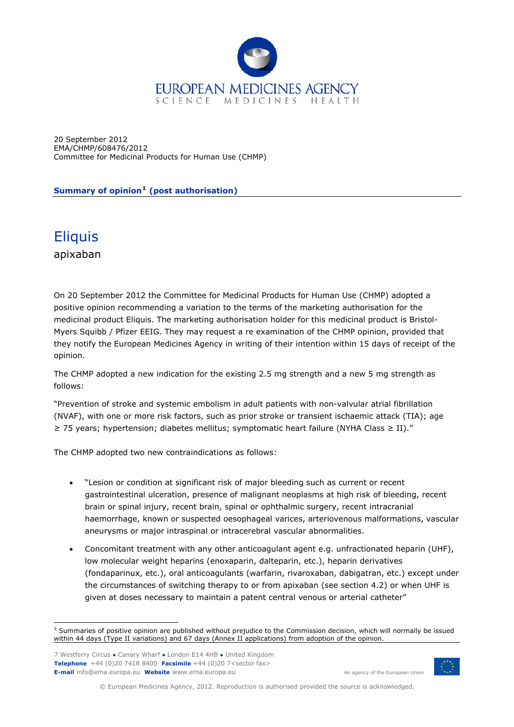EUROPEAN MEDICINES AGENCY
SCIENCE MEDICINES HEALTH

20 September 2012
EMA/CHMP/608476/2012
Committee for Medicinal Products for Human Use (CHMP)

**Summary of opinion[1] (post authorisation)**

# Eliquis

apixaban

On 20 September 2012 the Committee for Medicinal Products for Human Use (CHMP) adopted a positive opinion recommending a variation to the terms of the marketing authorisation for the medicinal product Eliquis. The marketing authorisation holder for this medicinal product is Bristol-Myers Squibb / Pfizer EEIG. They may request a re examination of the CHMP opinion, provided that they notify the European Medicines Agency in writing of their intention within 15 days of receipt of the opinion.

The CHMP adopted a new indication for the existing 2.5 mg strength and a new 5 mg strength as follows:

"Prevention of stroke and systemic embolism in adult patients with non-valvular atrial fibrillation (NVAF), with one or more risk factors, such as prior stroke or transient ischaemic attack (TIA); age ≥ 75 years; hypertension; diabetes mellitus; symptomatic heart failure (NYHA Class ≥ II)."

The CHMP adopted two new contraindications as follows:

- "Lesion or condition at significant risk of major bleeding such as current or recent gastrointestinal ulceration, presence of malignant neoplasms at high risk of bleeding, recent brain or spinal injury, recent brain, spinal or ophthalmic surgery, recent intracranial haemorrhage, known or suspected oesophageal varices, arteriovenous malformations, vascular aneurysms or major intraspinal or intracerebral vascular abnormalities.
- Concomitant treatment with any other anticoagulant agent e.g. unfractionated heparin (UHF), low molecular weight heparins (enoxaparin, dalteparin, etc.), heparin derivatives (fondaparinux, etc.), oral anticoagulants (warfarin, rivaroxaban, dabigatran, etc.) except under the circumstances of switching therapy to or from apixaban (see section 4.2) or when UHF is given at doses necessary to maintain a patent central venous or arterial catheter"

[1] Summaries of positive opinion are published without prejudice to the Commission decision, which will normally be issued within 44 days (Type II variations) and 67 days (Annex II applications) from adoption of the opinion.

7 Westferry Circus ● Canary Wharf ● London E14 4HB ● United Kingdom
**Telephone** +44 (0)20 7418 8400 **Facsimile** +44 (0)20 7<sector fax>
**E-mail** info@ema.europa.eu **Website** www.ema.europa.eu

An agency of the European Union

© European Medicines Agency, 2012. Reproduction is authorised provided the source is acknowledged.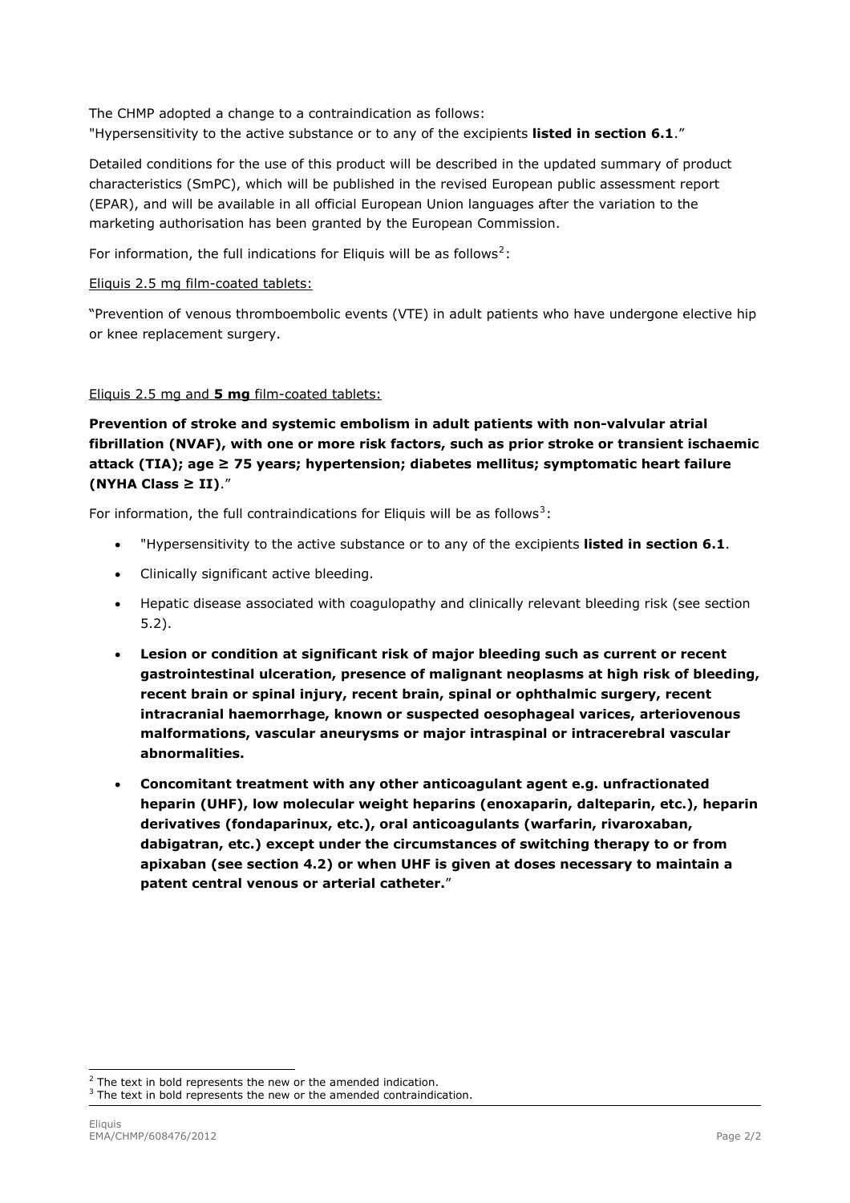The CHMP adopted a change to a contraindication as follows:
"Hypersensitivity to the active substance or to any of the excipients **listed in section 6.1**."

Detailed conditions for the use of this product will be described in the updated summary of product characteristics (SmPC), which will be published in the revised European public assessment report (EPAR), and will be available in all official European Union languages after the variation to the marketing authorisation has been granted by the European Commission.

For information, the full indications for Eliquis will be as follows[2]:

<u>Eliquis 2.5 mg film-coated tablets:</u>

"Prevention of venous thromboembolic events (VTE) in adult patients who have undergone elective hip or knee replacement surgery.

<u>Eliquis 2.5 mg and **5 mg** film-coated tablets:</u>

**Prevention of stroke and systemic embolism in adult patients with non-valvular atrial fibrillation (NVAF), with one or more risk factors, such as prior stroke or transient ischaemic attack (TIA); age ≥ 75 years; hypertension; diabetes mellitus; symptomatic heart failure (NYHA Class ≥ II)**."

For information, the full contraindications for Eliquis will be as follows[3]:

- "Hypersensitivity to the active substance or to any of the excipients **listed in section 6.1**.
- Clinically significant active bleeding.
- Hepatic disease associated with coagulopathy and clinically relevant bleeding risk (see section 5.2).
- **Lesion or condition at significant risk of major bleeding such as current or recent gastrointestinal ulceration, presence of malignant neoplasms at high risk of bleeding, recent brain or spinal injury, recent brain, spinal or ophthalmic surgery, recent intracranial haemorrhage, known or suspected oesophageal varices, arteriovenous malformations, vascular aneurysms or major intraspinal or intracerebral vascular abnormalities.**
- **Concomitant treatment with any other anticoagulant agent e.g. unfractionated heparin (UHF), low molecular weight heparins (enoxaparin, dalteparin, etc.), heparin derivatives (fondaparinux, etc.), oral anticoagulants (warfarin, rivaroxaban, dabigatran, etc.) except under the circumstances of switching therapy to or from apixaban (see section 4.2) or when UHF is given at doses necessary to maintain a patent central venous or arterial catheter.**"

[2] The text in bold represents the new or the amended indication.
[3] The text in bold represents the new or the amended contraindication.